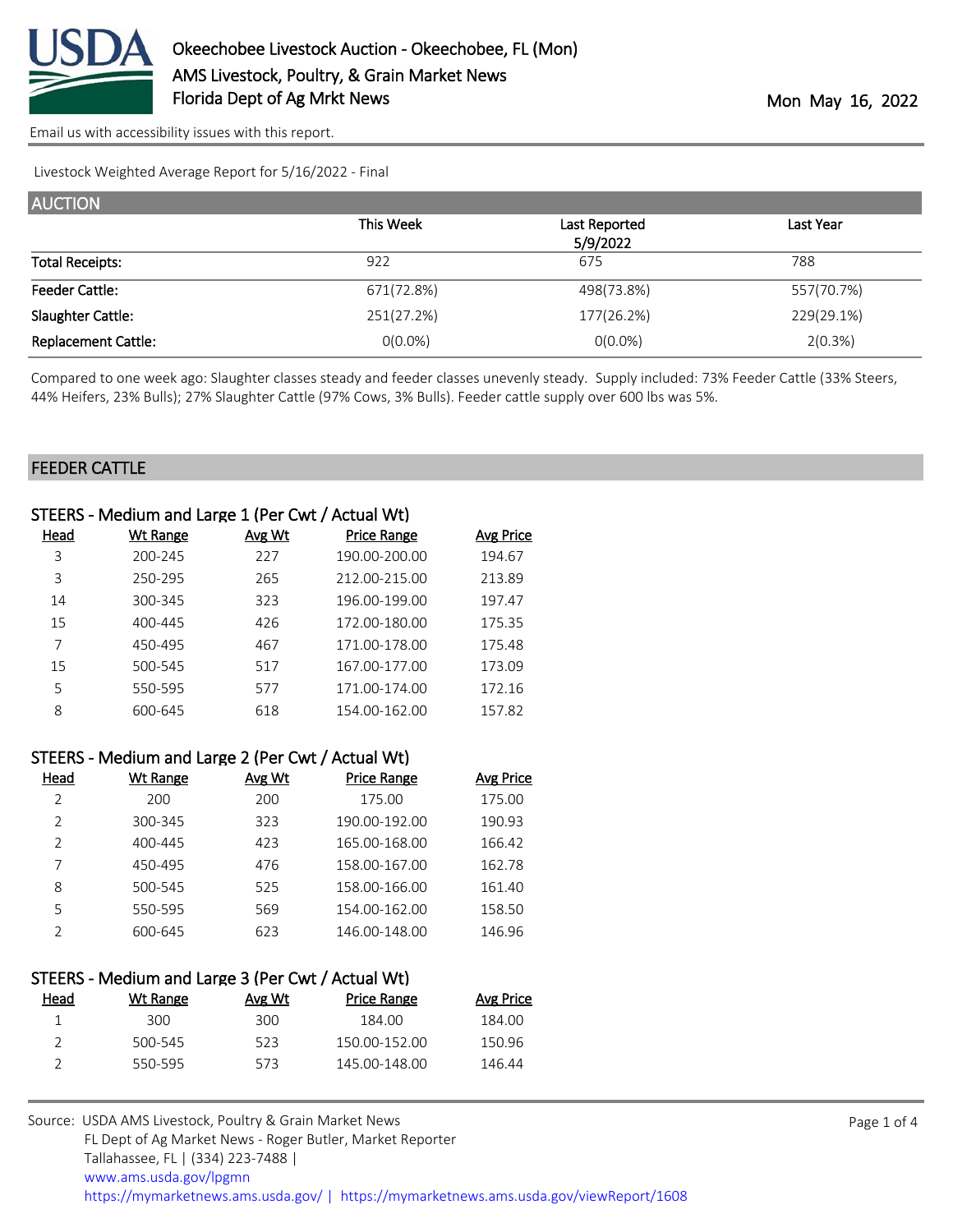# Okeechobee Livestock Auction - Okeechobee, FL (Mon)

AMS Livestock, Poultry, & Grain Market News
Florida Dept of Ag Mrkt News

Mon May 16, 2022

Email us with accessibility issues with this report.

Livestock Weighted Average Report for 5/16/2022 - Final

## AUCTION

| | This Week | Last Reported 5/9/2022 | Last Year |
|---|---|---|---|
| Total Receipts: | 922 | 675 | 788 |
| Feeder Cattle: | 671(72.8%) | 498(73.8%) | 557(70.7%) |
| Slaughter Cattle: | 251(27.2%) | 177(26.2%) | 229(29.1%) |
| Replacement Cattle: | 0(0.0%) | 0(0.0%) | 2(0.3%) |

Compared to one week ago: Slaughter classes steady and feeder classes unevenly steady. Supply included: 73% Feeder Cattle (33% Steers, 44% Heifers, 23% Bulls); 27% Slaughter Cattle (97% Cows, 3% Bulls). Feeder cattle supply over 600 lbs was 5%.

## FEEDER CATTLE

### STEERS - Medium and Large 1 (Per Cwt / Actual Wt)

| Head | Wt Range | Avg Wt | Price Range | Avg Price |
|---|---|---|---|---|
| 3 | 200-245 | 227 | 190.00-200.00 | 194.67 |
| 3 | 250-295 | 265 | 212.00-215.00 | 213.89 |
| 14 | 300-345 | 323 | 196.00-199.00 | 197.47 |
| 15 | 400-445 | 426 | 172.00-180.00 | 175.35 |
| 7 | 450-495 | 467 | 171.00-178.00 | 175.48 |
| 15 | 500-545 | 517 | 167.00-177.00 | 173.09 |
| 5 | 550-595 | 577 | 171.00-174.00 | 172.16 |
| 8 | 600-645 | 618 | 154.00-162.00 | 157.82 |

### STEERS - Medium and Large 2 (Per Cwt / Actual Wt)

| Head | Wt Range | Avg Wt | Price Range | Avg Price |
|---|---|---|---|---|
| 2 | 200 | 200 | 175.00 | 175.00 |
| 2 | 300-345 | 323 | 190.00-192.00 | 190.93 |
| 2 | 400-445 | 423 | 165.00-168.00 | 166.42 |
| 7 | 450-495 | 476 | 158.00-167.00 | 162.78 |
| 8 | 500-545 | 525 | 158.00-166.00 | 161.40 |
| 5 | 550-595 | 569 | 154.00-162.00 | 158.50 |
| 2 | 600-645 | 623 | 146.00-148.00 | 146.96 |

### STEERS - Medium and Large 3 (Per Cwt / Actual Wt)

| Head | Wt Range | Avg Wt | Price Range | Avg Price |
|---|---|---|---|---|
| 1 | 300 | 300 | 184.00 | 184.00 |
| 2 | 500-545 | 523 | 150.00-152.00 | 150.96 |
| 2 | 550-595 | 573 | 145.00-148.00 | 146.44 |

Source: USDA AMS Livestock, Poultry & Grain Market News
FL Dept of Ag Market News - Roger Butler, Market Reporter
Tallahassee, FL | (334) 223-7488 |
www.ams.usda.gov/lpgmn
https://mymarketnews.ams.usda.gov/ | https://mymarketnews.ams.usda.gov/viewReport/1608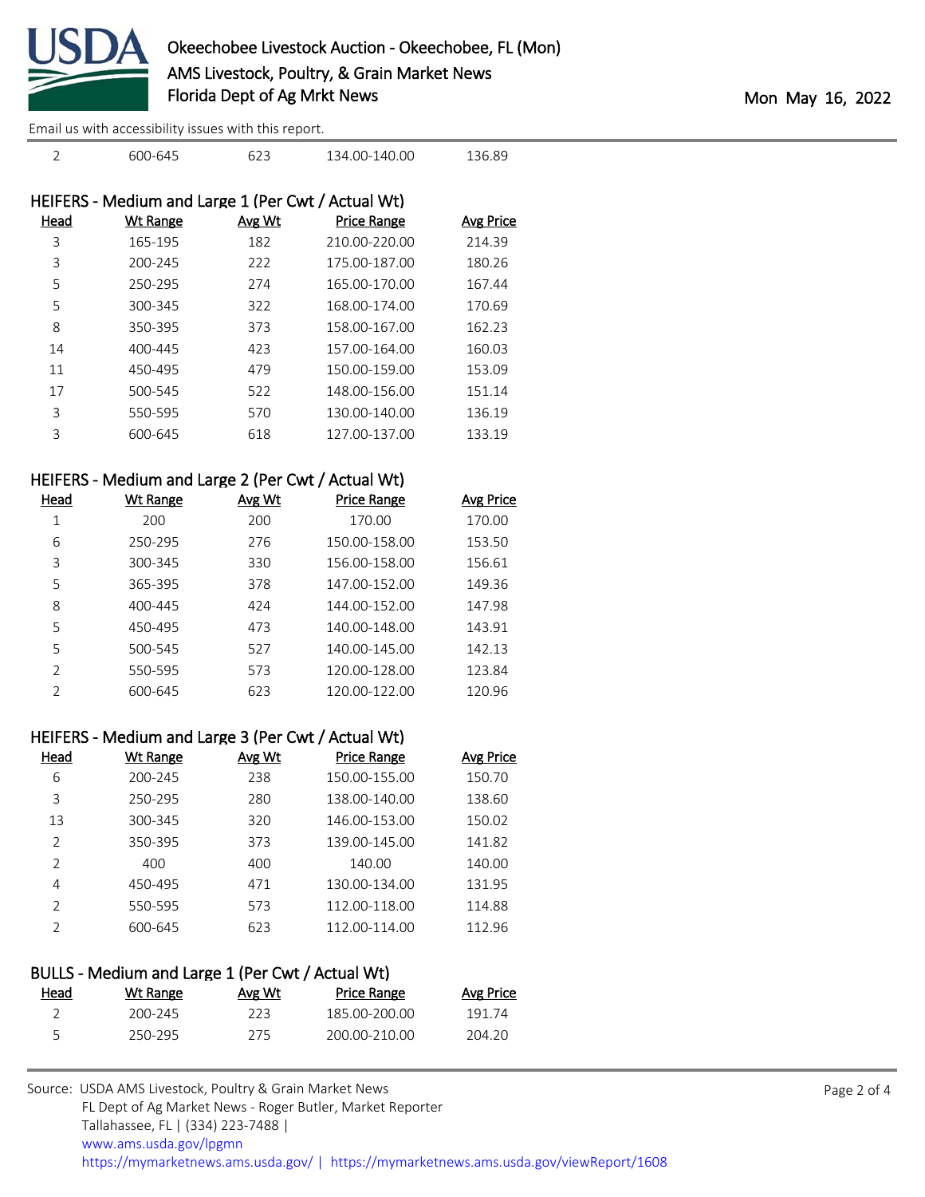| Head | Wt Range | Avg Wt | Price Range | Avg Price |
|---|---|---|---|---|
| 2 | 600-645 | 623 | 134.00-140.00 | 136.89 |

## HEIFERS - Medium and Large 1 (Per Cwt / Actual Wt)

| Head | Wt Range | Avg Wt | Price Range | Avg Price |
|---|---|---|---|---|
| 3 | 165-195 | 182 | 210.00-220.00 | 214.39 |
| 3 | 200-245 | 222 | 175.00-187.00 | 180.26 |
| 5 | 250-295 | 274 | 165.00-170.00 | 167.44 |
| 5 | 300-345 | 322 | 168.00-174.00 | 170.69 |
| 8 | 350-395 | 373 | 158.00-167.00 | 162.23 |
| 14 | 400-445 | 423 | 157.00-164.00 | 160.03 |
| 11 | 450-495 | 479 | 150.00-159.00 | 153.09 |
| 17 | 500-545 | 522 | 148.00-156.00 | 151.14 |
| 3 | 550-595 | 570 | 130.00-140.00 | 136.19 |
| 3 | 600-645 | 618 | 127.00-137.00 | 133.19 |

## HEIFERS - Medium and Large 2 (Per Cwt / Actual Wt)

| Head | Wt Range | Avg Wt | Price Range | Avg Price |
|---|---|---|---|---|
| 1 | 200 | 200 | 170.00 | 170.00 |
| 6 | 250-295 | 276 | 150.00-158.00 | 153.50 |
| 3 | 300-345 | 330 | 156.00-158.00 | 156.61 |
| 5 | 365-395 | 378 | 147.00-152.00 | 149.36 |
| 8 | 400-445 | 424 | 144.00-152.00 | 147.98 |
| 5 | 450-495 | 473 | 140.00-148.00 | 143.91 |
| 5 | 500-545 | 527 | 140.00-145.00 | 142.13 |
| 2 | 550-595 | 573 | 120.00-128.00 | 123.84 |
| 2 | 600-645 | 623 | 120.00-122.00 | 120.96 |

## HEIFERS - Medium and Large 3 (Per Cwt / Actual Wt)

| Head | Wt Range | Avg Wt | Price Range | Avg Price |
|---|---|---|---|---|
| 6 | 200-245 | 238 | 150.00-155.00 | 150.70 |
| 3 | 250-295 | 280 | 138.00-140.00 | 138.60 |
| 13 | 300-345 | 320 | 146.00-153.00 | 150.02 |
| 2 | 350-395 | 373 | 139.00-145.00 | 141.82 |
| 2 | 400 | 400 | 140.00 | 140.00 |
| 4 | 450-495 | 471 | 130.00-134.00 | 131.95 |
| 2 | 550-595 | 573 | 112.00-118.00 | 114.88 |
| 2 | 600-645 | 623 | 112.00-114.00 | 112.96 |

## BULLS - Medium and Large 1 (Per Cwt / Actual Wt)

| Head | Wt Range | Avg Wt | Price Range | Avg Price |
|---|---|---|---|---|
| 2 | 200-245 | 223 | 185.00-200.00 | 191.74 |
| 5 | 250-295 | 275 | 200.00-210.00 | 204.20 |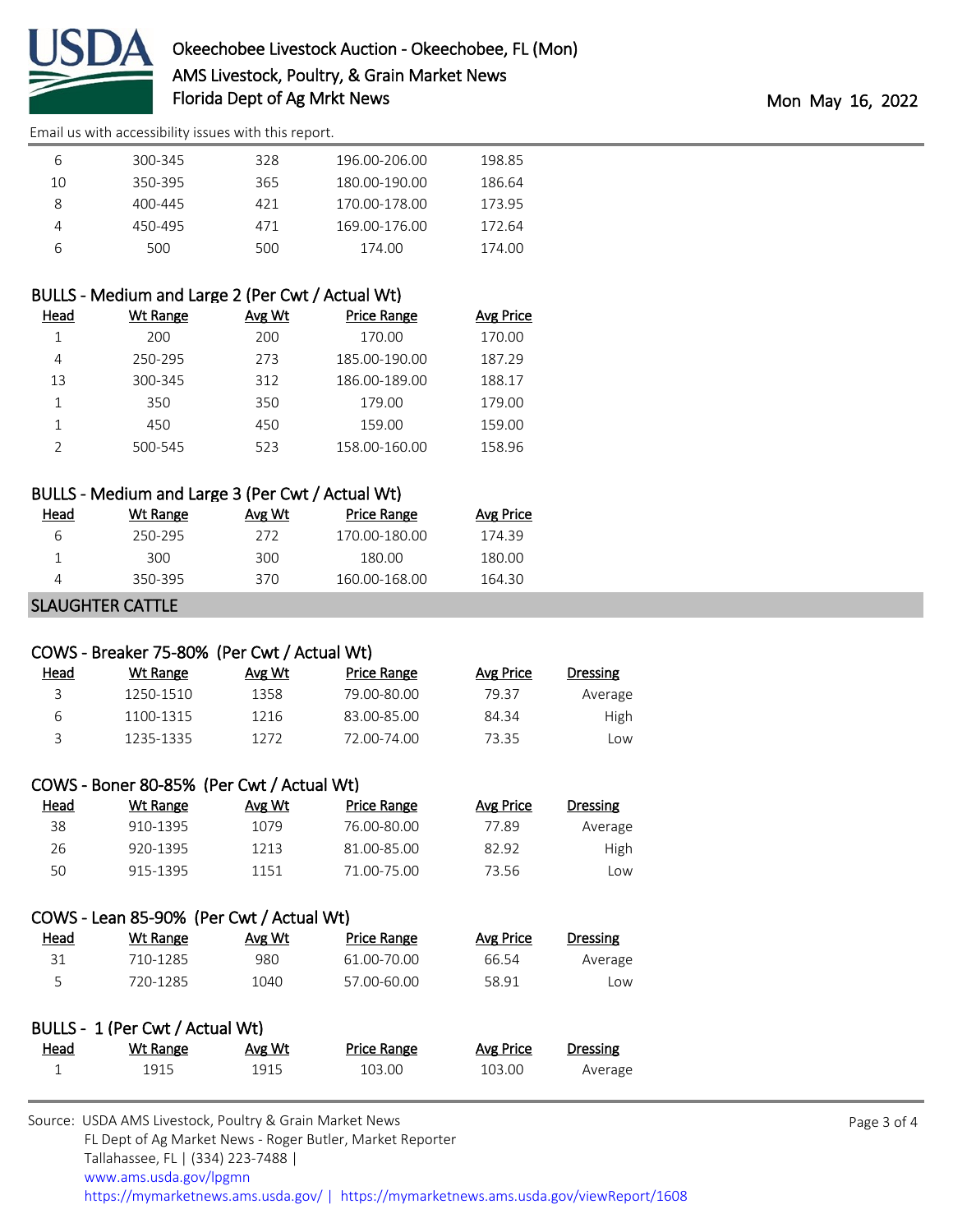| Head | Wt Range | Avg Wt | Price Range | Avg Price |
|---|---|---|---|---|
| 6 | 300-345 | 328 | 196.00-206.00 | 198.85 |
| 10 | 350-395 | 365 | 180.00-190.00 | 186.64 |
| 8 | 400-445 | 421 | 170.00-178.00 | 173.95 |
| 4 | 450-495 | 471 | 169.00-176.00 | 172.64 |
| 6 | 500 | 500 | 174.00 | 174.00 |

### BULLS - Medium and Large 2 (Per Cwt / Actual Wt)

| Head | Wt Range | Avg Wt | Price Range | Avg Price |
|---|---|---|---|---|
| 1 | 200 | 200 | 170.00 | 170.00 |
| 4 | 250-295 | 273 | 185.00-190.00 | 187.29 |
| 13 | 300-345 | 312 | 186.00-189.00 | 188.17 |
| 1 | 350 | 350 | 179.00 | 179.00 |
| 1 | 450 | 450 | 159.00 | 159.00 |
| 2 | 500-545 | 523 | 158.00-160.00 | 158.96 |

### BULLS - Medium and Large 3 (Per Cwt / Actual Wt)

| Head | Wt Range | Avg Wt | Price Range | Avg Price |
|---|---|---|---|---|
| 6 | 250-295 | 272 | 170.00-180.00 | 174.39 |
| 1 | 300 | 300 | 180.00 | 180.00 |
| 4 | 350-395 | 370 | 160.00-168.00 | 164.30 |

## SLAUGHTER CATTLE

### COWS - Breaker 75-80% (Per Cwt / Actual Wt)

| Head | Wt Range | Avg Wt | Price Range | Avg Price | Dressing |
|---|---|---|---|---|---|
| 3 | 1250-1510 | 1358 | 79.00-80.00 | 79.37 | Average |
| 6 | 1100-1315 | 1216 | 83.00-85.00 | 84.34 | High |
| 3 | 1235-1335 | 1272 | 72.00-74.00 | 73.35 | Low |

### COWS - Boner 80-85% (Per Cwt / Actual Wt)

| Head | Wt Range | Avg Wt | Price Range | Avg Price | Dressing |
|---|---|---|---|---|---|
| 38 | 910-1395 | 1079 | 76.00-80.00 | 77.89 | Average |
| 26 | 920-1395 | 1213 | 81.00-85.00 | 82.92 | High |
| 50 | 915-1395 | 1151 | 71.00-75.00 | 73.56 | Low |

### COWS - Lean 85-90% (Per Cwt / Actual Wt)

| Head | Wt Range | Avg Wt | Price Range | Avg Price | Dressing |
|---|---|---|---|---|---|
| 31 | 710-1285 | 980 | 61.00-70.00 | 66.54 | Average |
| 5 | 720-1285 | 1040 | 57.00-60.00 | 58.91 | Low |

### BULLS - 1 (Per Cwt / Actual Wt)

| Head | Wt Range | Avg Wt | Price Range | Avg Price | Dressing |
|---|---|---|---|---|---|
| 1 | 1915 | 1915 | 103.00 | 103.00 | Average |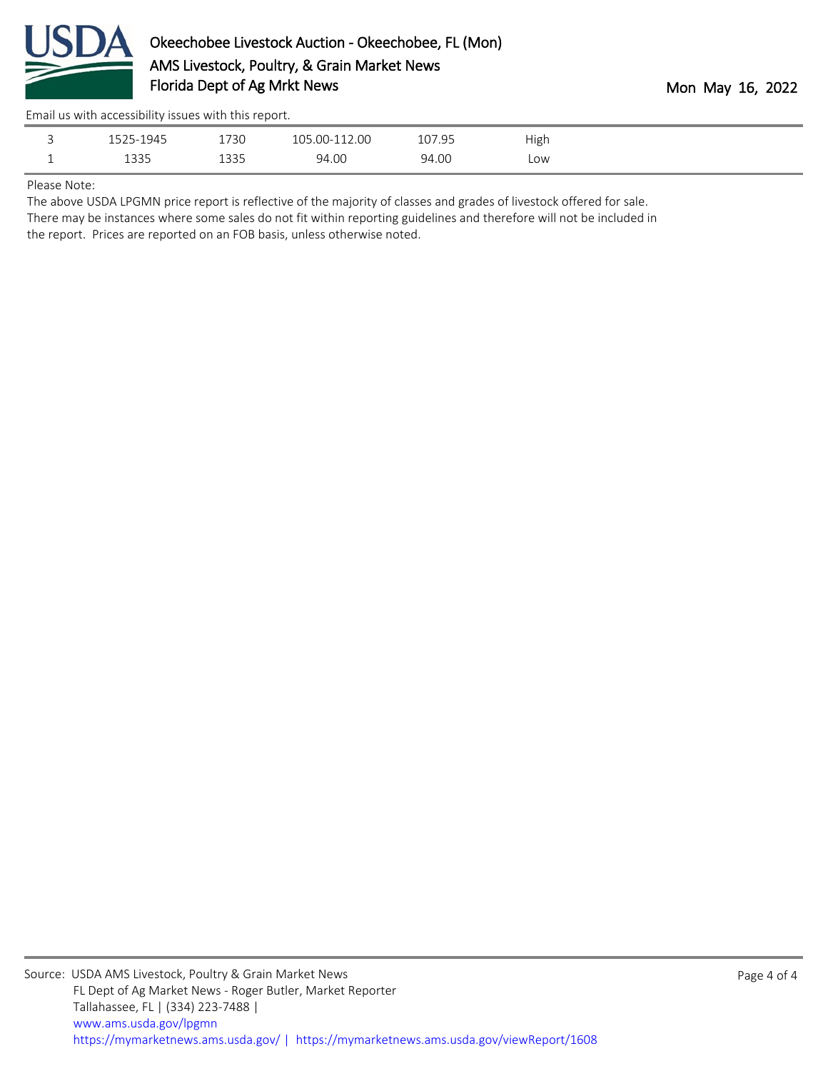Email us with accessibility issues with this report.

| | | | | | |
|---|---|---|---|---|---|
| 3 | 1525-1945 | 1730 | 105.00-112.00 | 107.95 | High |
| 1 | 1335 | 1335 | 94.00 | 94.00 | Low |

Please Note:

The above USDA LPGMN price report is reflective of the majority of classes and grades of livestock offered for sale. There may be instances where some sales do not fit within reporting guidelines and therefore will not be included in the report. Prices are reported on an FOB basis, unless otherwise noted.

Source: USDA AMS Livestock, Poultry & Grain Market News
FL Dept of Ag Market News - Roger Butler, Market Reporter
Tallahassee, FL | (334) 223-7488 |
www.ams.usda.gov/lpgmn
https://mymarketnews.ams.usda.gov/ | https://mymarketnews.ams.usda.gov/viewReport/1608